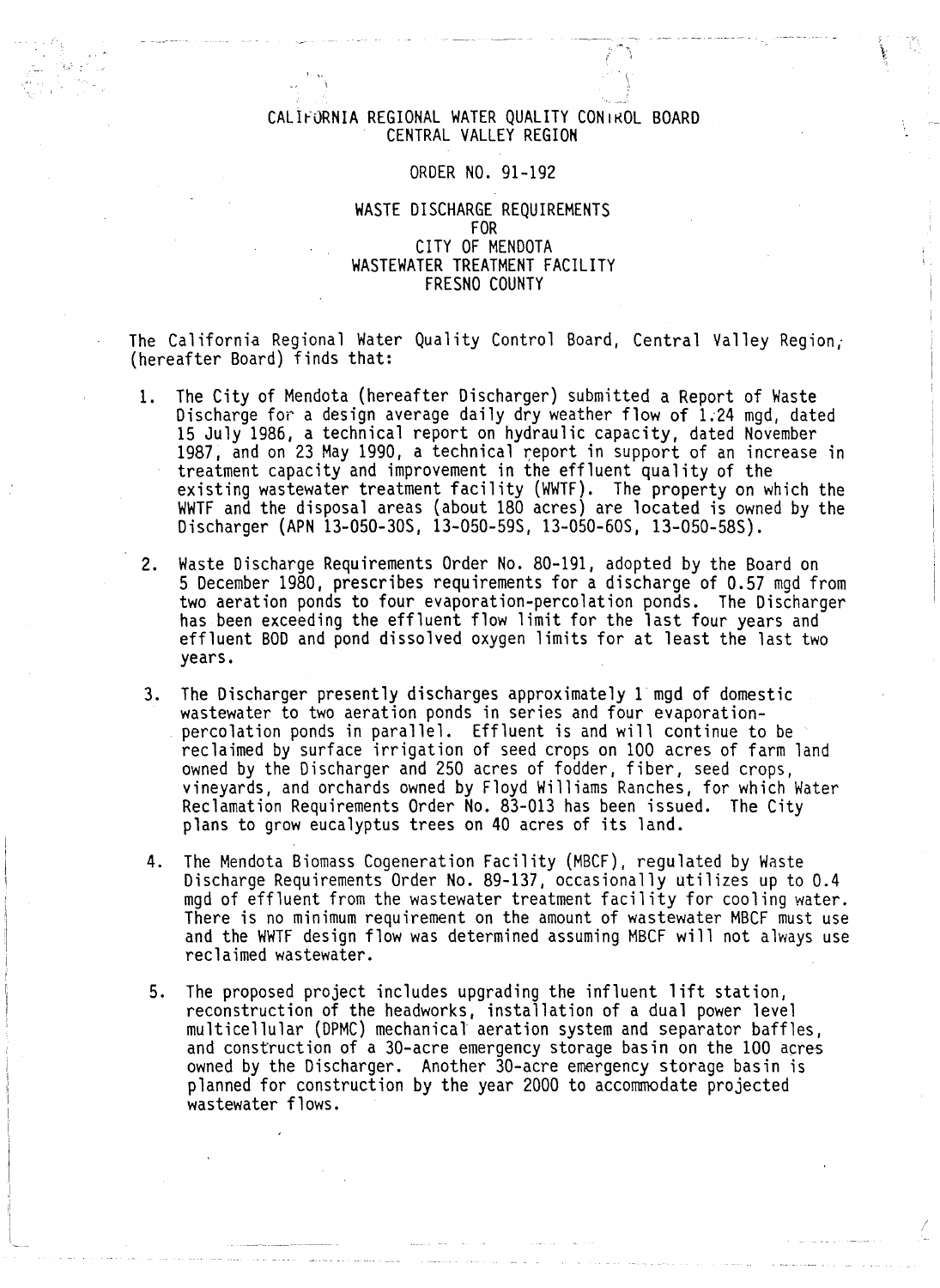# CALIFORNIA REGIONAL WATER QUALITY CONTROL BOARD
## CENTRAL VALLEY REGION

### ORDER NO. 91-192

### WASTE DISCHARGE REQUIREMENTS
### FOR
### CITY OF MENDOTA
### WASTEWATER TREATMENT FACILITY
### FRESNO COUNTY

The California Regional Water Quality Control Board, Central Valley Region, (hereafter Board) finds that:

1. The City of Mendota (hereafter Discharger) submitted a Report of Waste Discharge for a design average daily dry weather flow of 1.24 mgd, dated 15 July 1986, a technical report on hydraulic capacity, dated November 1987, and on 23 May 1990, a technical report in support of an increase in treatment capacity and improvement in the effluent quality of the existing wastewater treatment facility (WWTF). The property on which the WWTF and the disposal areas (about 180 acres) are located is owned by the Discharger (APN 13-050-30S, 13-050-59S, 13-050-60S, 13-050-58S).

2. Waste Discharge Requirements Order No. 80-191, adopted by the Board on 5 December 1980, prescribes requirements for a discharge of 0.57 mgd from two aeration ponds to four evaporation-percolation ponds. The Discharger has been exceeding the effluent flow limit for the last four years and effluent BOD and pond dissolved oxygen limits for at least the last two years.

3. The Discharger presently discharges approximately 1 mgd of domestic wastewater to two aeration ponds in series and four evaporation-percolation ponds in parallel. Effluent is and will continue to be reclaimed by surface irrigation of seed crops on 100 acres of farm land owned by the Discharger and 250 acres of fodder, fiber, seed crops, vineyards, and orchards owned by Floyd Williams Ranches, for which Water Reclamation Requirements Order No. 83-013 has been issued. The City plans to grow eucalyptus trees on 40 acres of its land.

4. The Mendota Biomass Cogeneration Facility (MBCF), regulated by Waste Discharge Requirements Order No. 89-137, occasionally utilizes up to 0.4 mgd of effluent from the wastewater treatment facility for cooling water. There is no minimum requirement on the amount of wastewater MBCF must use and the WWTF design flow was determined assuming MBCF will not always use reclaimed wastewater.

5. The proposed project includes upgrading the influent lift station, reconstruction of the headworks, installation of a dual power level multicellular (DPMC) mechanical aeration system and separator baffles, and construction of a 30-acre emergency storage basin on the 100 acres owned by the Discharger. Another 30-acre emergency storage basin is planned for construction by the year 2000 to accommodate projected wastewater flows.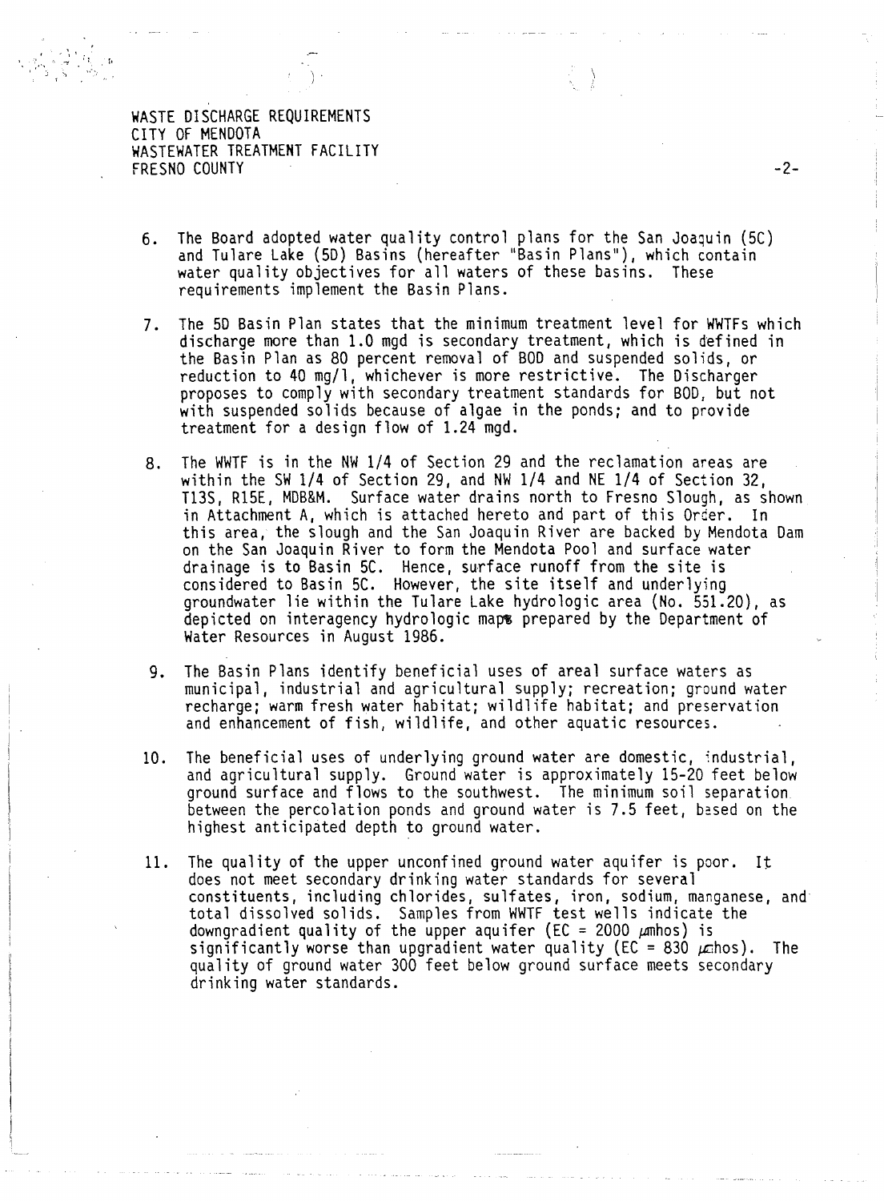6. The Board adopted water quality control plans for the San Joaquin (5C) and Tulare Lake (5D) Basins (hereafter "Basin Plans"), which contain water quality objectives for all waters of these basins. These requirements implement the Basin Plans.

7. The 5D Basin Plan states that the minimum treatment level for WWTFs which discharge more than 1.0 mgd is secondary treatment, which is defined in the Basin Plan as 80 percent removal of BOD and suspended solids, or reduction to 40 mg/l, whichever is more restrictive. The Discharger proposes to comply with secondary treatment standards for BOD, but not with suspended solids because of algae in the ponds; and to provide treatment for a design flow of 1.24 mgd.

8. The WWTF is in the NW 1/4 of Section 29 and the reclamation areas are within the SW 1/4 of Section 29, and NW 1/4 and NE 1/4 of Section 32, T13S, R15E, MDB&M. Surface water drains north to Fresno Slough, as shown in Attachment A, which is attached hereto and part of this Order. In this area, the slough and the San Joaquin River are backed by Mendota Dam on the San Joaquin River to form the Mendota Pool and surface water drainage is to Basin 5C. Hence, surface runoff from the site is considered to Basin 5C. However, the site itself and underlying groundwater lie within the Tulare Lake hydrologic area (No. 551.20), as depicted on interagency hydrologic maps prepared by the Department of Water Resources in August 1986.

9. The Basin Plans identify beneficial uses of areal surface waters as municipal, industrial and agricultural supply; recreation; ground water recharge; warm fresh water habitat; wildlife habitat; and preservation and enhancement of fish, wildlife, and other aquatic resources.

10. The beneficial uses of underlying ground water are domestic, industrial, and agricultural supply. Ground water is approximately 15-20 feet below ground surface and flows to the southwest. The minimum soil separation between the percolation ponds and ground water is 7.5 feet, based on the highest anticipated depth to ground water.

11. The quality of the upper unconfined ground water aquifer is poor. It does not meet secondary drinking water standards for several constituents, including chlorides, sulfates, iron, sodium, manganese, and total dissolved solids. Samples from WWTF test wells indicate the downgradient quality of the upper aquifer (EC = 2000 $\mu$mhos) is significantly worse than upgradient water quality (EC = 830 $\mu$mhos). The quality of ground water 300 feet below ground surface meets secondary drinking water standards.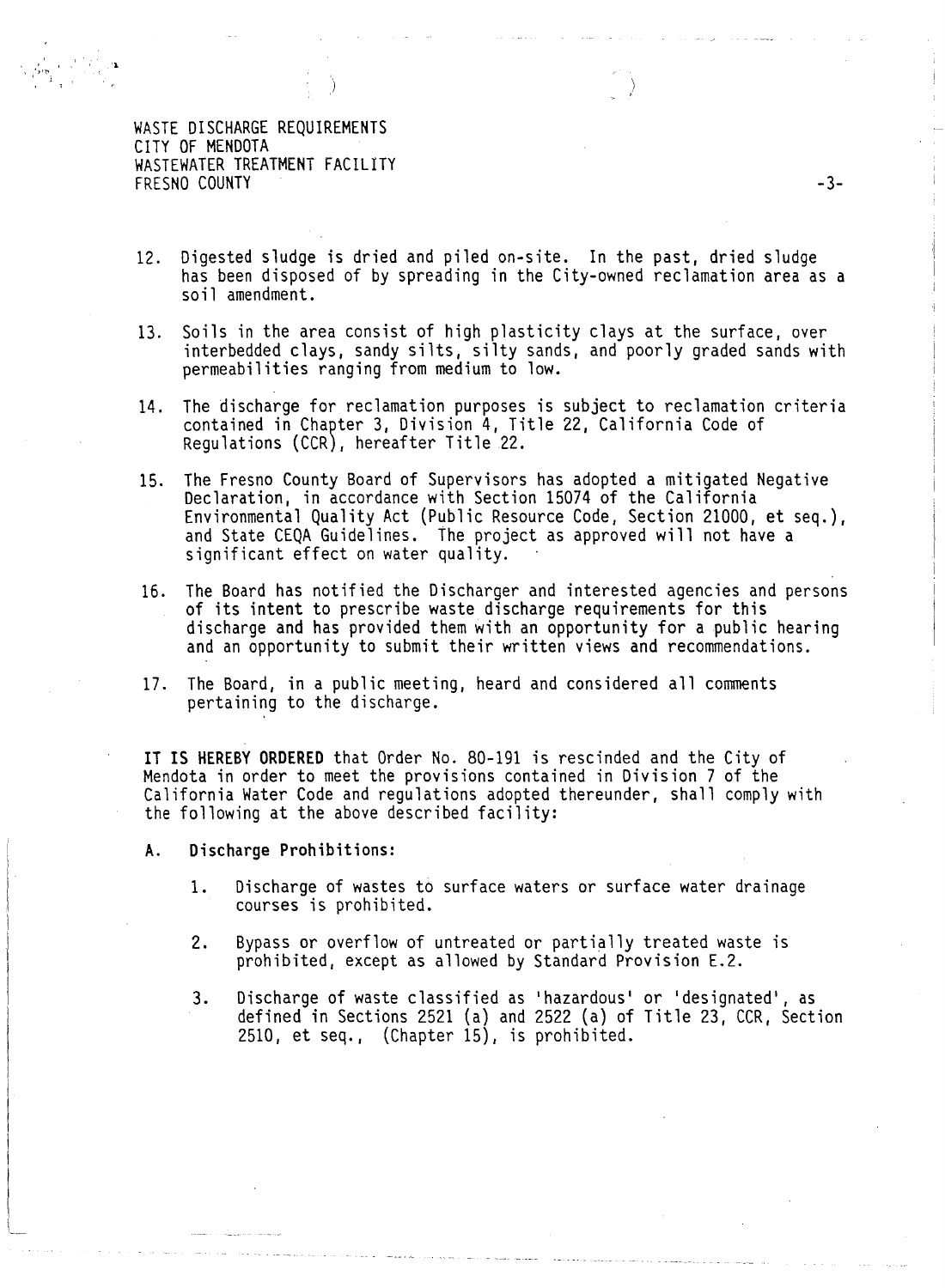12. Digested sludge is dried and piled on-site. In the past, dried sludge has been disposed of by spreading in the City-owned reclamation area as a soil amendment.

13. Soils in the area consist of high plasticity clays at the surface, over interbedded clays, sandy silts, silty sands, and poorly graded sands with permeabilities ranging from medium to low.

14. The discharge for reclamation purposes is subject to reclamation criteria contained in Chapter 3, Division 4, Title 22, California Code of Regulations (CCR), hereafter Title 22.

15. The Fresno County Board of Supervisors has adopted a mitigated Negative Declaration, in accordance with Section 15074 of the California Environmental Quality Act (Public Resource Code, Section 21000, et seq.), and State CEQA Guidelines. The project as approved will not have a significant effect on water quality.

16. The Board has notified the Discharger and interested agencies and persons of its intent to prescribe waste discharge requirements for this discharge and has provided them with an opportunity for a public hearing and an opportunity to submit their written views and recommendations.

17. The Board, in a public meeting, heard and considered all comments pertaining to the discharge.

**IT IS HEREBY ORDERED** that Order No. 80-191 is rescinded and the City of Mendota in order to meet the provisions contained in Division 7 of the California Water Code and regulations adopted thereunder, shall comply with the following at the above described facility:

**A. Discharge Prohibitions:**

1. Discharge of wastes to surface waters or surface water drainage courses is prohibited.

2. Bypass or overflow of untreated or partially treated waste is prohibited, except as allowed by Standard Provision E.2.

3. Discharge of waste classified as 'hazardous' or 'designated', as defined in Sections 2521 (a) and 2522 (a) of Title 23, CCR, Section 2510, et seq., (Chapter 15), is prohibited.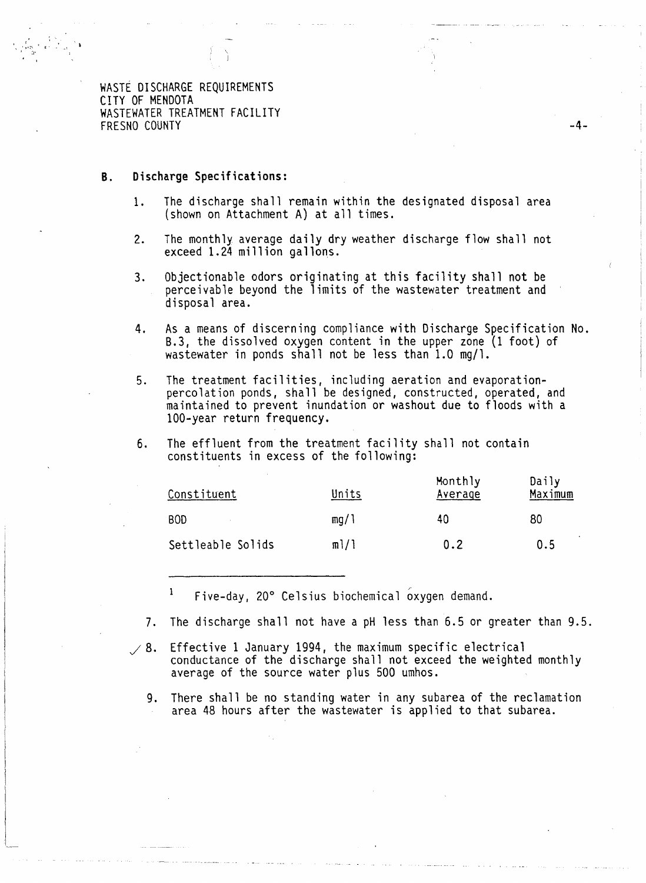WASTE DISCHARGE REQUIREMENTS
CITY OF MENDOTA
WASTEWATER TREATMENT FACILITY
FRESNO COUNTY

## B. Discharge Specifications:

1. The discharge shall remain within the designated disposal area (shown on Attachment A) at all times.

2. The monthly average daily dry weather discharge flow shall not exceed 1.24 million gallons.

3. Objectionable odors originating at this facility shall not be perceivable beyond the limits of the wastewater treatment and disposal area.

4. As a means of discerning compliance with Discharge Specification No. B.3, the dissolved oxygen content in the upper zone (1 foot) of wastewater in ponds shall not be less than 1.0 mg/l.

5. The treatment facilities, including aeration and evaporation-percolation ponds, shall be designed, constructed, operated, and maintained to prevent inundation or washout due to floods with a 100-year return frequency.

6. The effluent from the treatment facility shall not contain constituents in excess of the following:

| Constituent | Units | Monthly Average | Daily Maximum |
|---|---|---|---|
| BOD | mg/l | 40 | 80 |
| Settleable Solids | ml/l | 0.2 | 0.5 |

[1] Five-day, 20° Celsius biochemical oxygen demand.

7. The discharge shall not have a pH less than 6.5 or greater than 9.5.

8. Effective 1 January 1994, the maximum specific electrical conductance of the discharge shall not exceed the weighted monthly average of the source water plus 500 umhos.

9. There shall be no standing water in any subarea of the reclamation area 48 hours after the wastewater is applied to that subarea.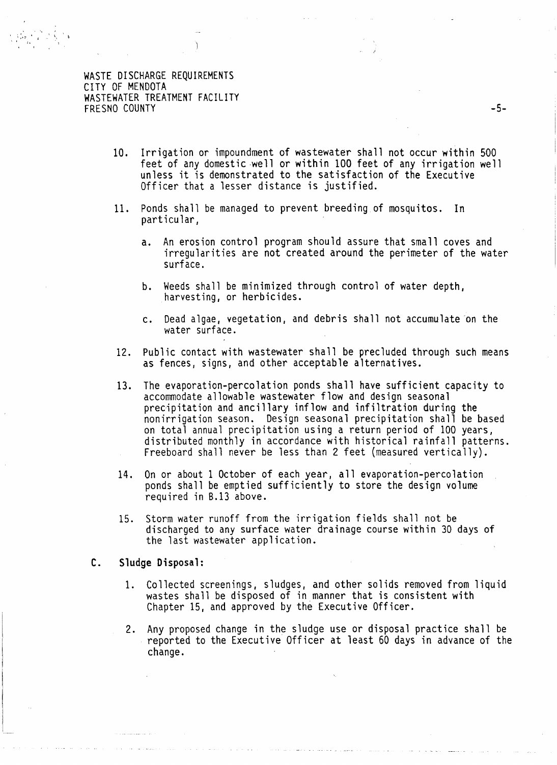10. Irrigation or impoundment of wastewater shall not occur within 500 feet of any domestic well or within 100 feet of any irrigation well unless it is demonstrated to the satisfaction of the Executive Officer that a lesser distance is justified.

11. Ponds shall be managed to prevent breeding of mosquitos. In particular,

    a. An erosion control program should assure that small coves and irregularities are not created around the perimeter of the water surface.

    b. Weeds shall be minimized through control of water depth, harvesting, or herbicides.

    c. Dead algae, vegetation, and debris shall not accumulate on the water surface.

12. Public contact with wastewater shall be precluded through such means as fences, signs, and other acceptable alternatives.

13. The evaporation-percolation ponds shall have sufficient capacity to accommodate allowable wastewater flow and design seasonal precipitation and ancillary inflow and infiltration during the nonirrigation season. Design seasonal precipitation shall be based on total annual precipitation using a return period of 100 years, distributed monthly in accordance with historical rainfall patterns. Freeboard shall never be less than 2 feet (measured vertically).

14. On or about 1 October of each year, all evaporation-percolation ponds shall be emptied sufficiently to store the design volume required in B.13 above.

15. Storm water runoff from the irrigation fields shall not be discharged to any surface water drainage course within 30 days of the last wastewater application.

**C. Sludge Disposal:**

1. Collected screenings, sludges, and other solids removed from liquid wastes shall be disposed of in manner that is consistent with Chapter 15, and approved by the Executive Officer.

2. Any proposed change in the sludge use or disposal practice shall be reported to the Executive Officer at least 60 days in advance of the change.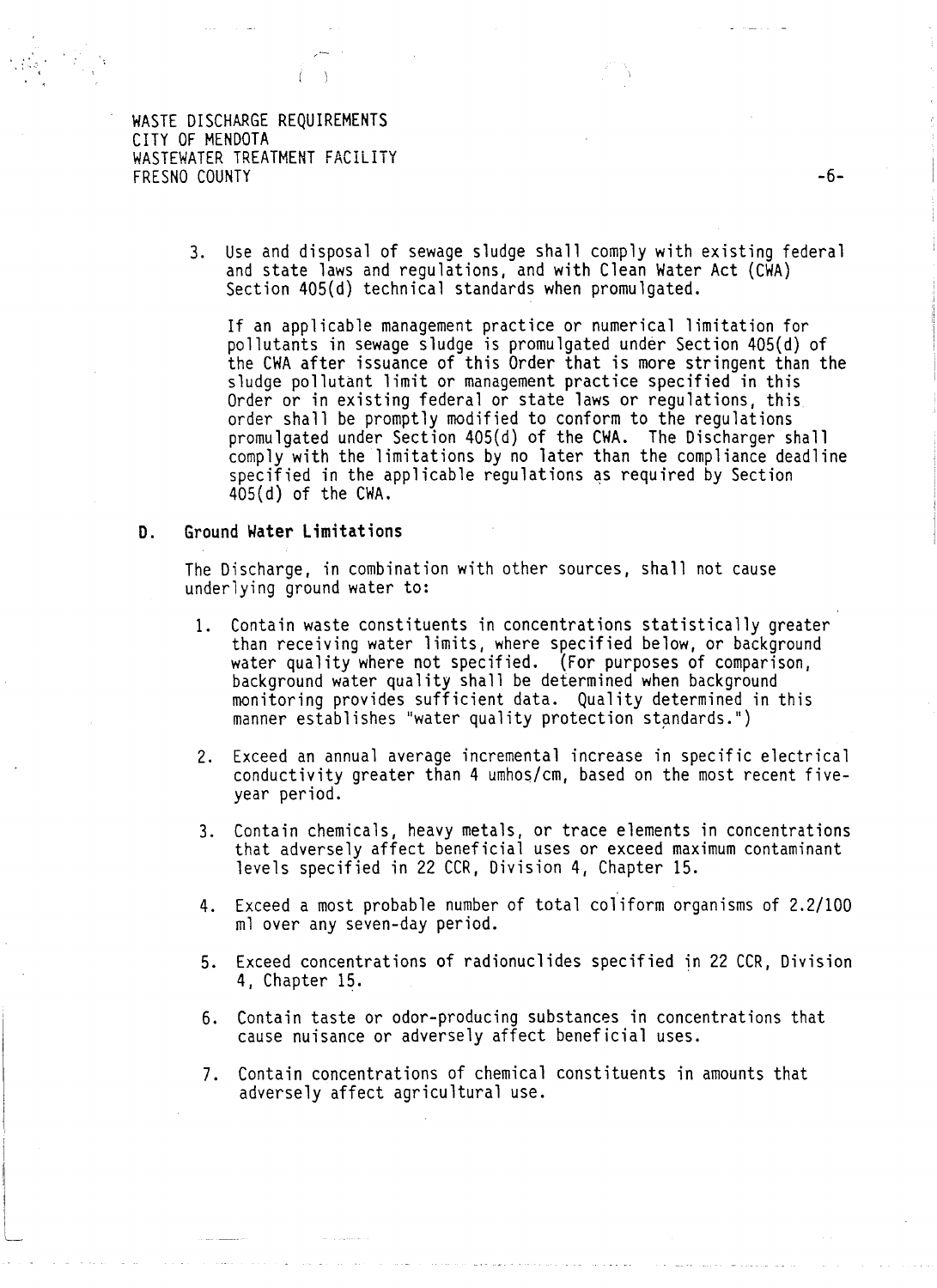3. Use and disposal of sewage sludge shall comply with existing federal and state laws and regulations, and with Clean Water Act (CWA) Section 405(d) technical standards when promulgated.

   If an applicable management practice or numerical limitation for pollutants in sewage sludge is promulgated under Section 405(d) of the CWA after issuance of this Order that is more stringent than the sludge pollutant limit or management practice specified in this Order or in existing federal or state laws or regulations, this order shall be promptly modified to conform to the regulations promulgated under Section 405(d) of the CWA. The Discharger shall comply with the limitations by no later than the compliance deadline specified in the applicable regulations as required by Section 405(d) of the CWA.

**D. Ground Water Limitations**

The Discharge, in combination with other sources, shall not cause underlying ground water to:

1. Contain waste constituents in concentrations statistically greater than receiving water limits, where specified below, or background water quality where not specified. (For purposes of comparison, background water quality shall be determined when background monitoring provides sufficient data. Quality determined in this manner establishes "water quality protection standards.")

2. Exceed an annual average incremental increase in specific electrical conductivity greater than 4 umhos/cm, based on the most recent five-year period.

3. Contain chemicals, heavy metals, or trace elements in concentrations that adversely affect beneficial uses or exceed maximum contaminant levels specified in 22 CCR, Division 4, Chapter 15.

4. Exceed a most probable number of total coliform organisms of 2.2/100 ml over any seven-day period.

5. Exceed concentrations of radionuclides specified in 22 CCR, Division 4, Chapter 15.

6. Contain taste or odor-producing substances in concentrations that cause nuisance or adversely affect beneficial uses.

7. Contain concentrations of chemical constituents in amounts that adversely affect agricultural use.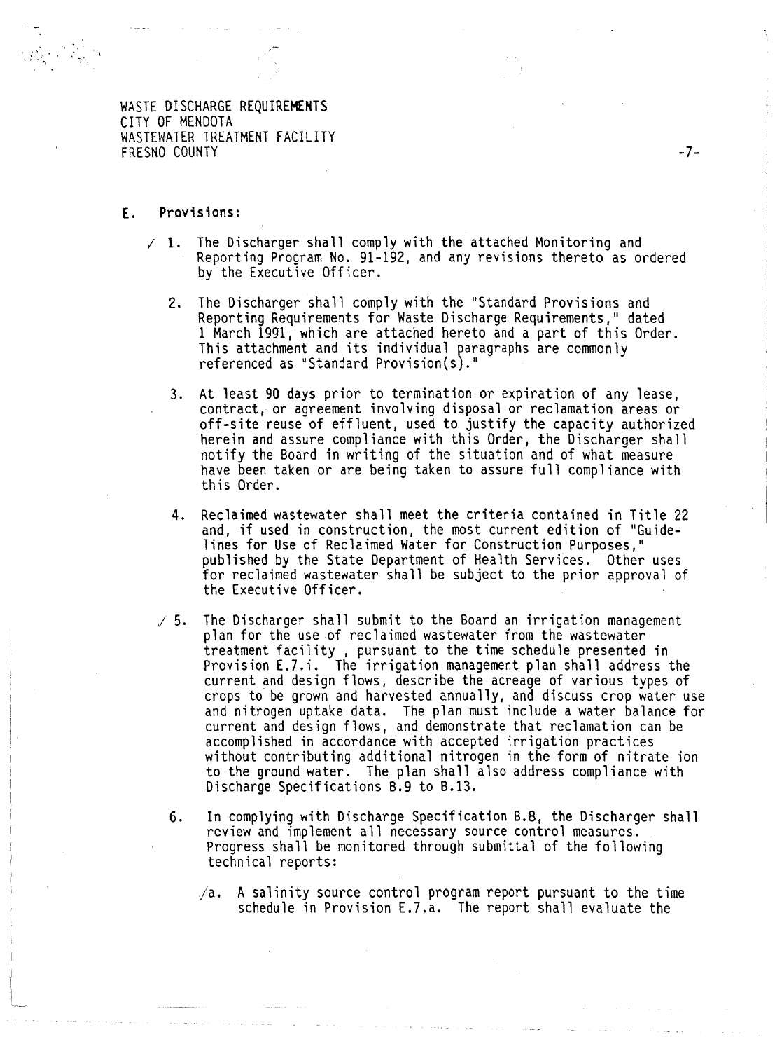**E. Provisions:**

1. The Discharger shall comply with the attached Monitoring and Reporting Program No. 91-192, and any revisions thereto as ordered by the Executive Officer.

2. The Discharger shall comply with the "Standard Provisions and Reporting Requirements for Waste Discharge Requirements," dated 1 March 1991, which are attached hereto and a part of this Order. This attachment and its individual paragraphs are commonly referenced as "Standard Provision(s)."

3. At least **90 days** prior to termination or expiration of any lease, contract, or agreement involving disposal or reclamation areas or off-site reuse of effluent, used to justify the capacity authorized herein and assure compliance with this Order, the Discharger shall notify the Board in writing of the situation and of what measure have been taken or are being taken to assure full compliance with this Order.

4. Reclaimed wastewater shall meet the criteria contained in Title 22 and, if used in construction, the most current edition of "Guidelines for Use of Reclaimed Water for Construction Purposes," published by the State Department of Health Services. Other uses for reclaimed wastewater shall be subject to the prior approval of the Executive Officer.

5. The Discharger shall submit to the Board an irrigation management plan for the use of reclaimed wastewater from the wastewater treatment facility , pursuant to the time schedule presented in Provision E.7.i. The irrigation management plan shall address the current and design flows, describe the acreage of various types of crops to be grown and harvested annually, and discuss crop water use and nitrogen uptake data. The plan must include a water balance for current and design flows, and demonstrate that reclamation can be accomplished in accordance with accepted irrigation practices without contributing additional nitrogen in the form of nitrate ion to the ground water. The plan shall also address compliance with Discharge Specifications B.9 to B.13.

6. In complying with Discharge Specification B.8, the Discharger shall review and implement all necessary source control measures. Progress shall be monitored through submittal of the following technical reports:

   a. A salinity source control program report pursuant to the time schedule in Provision E.7.a. The report shall evaluate the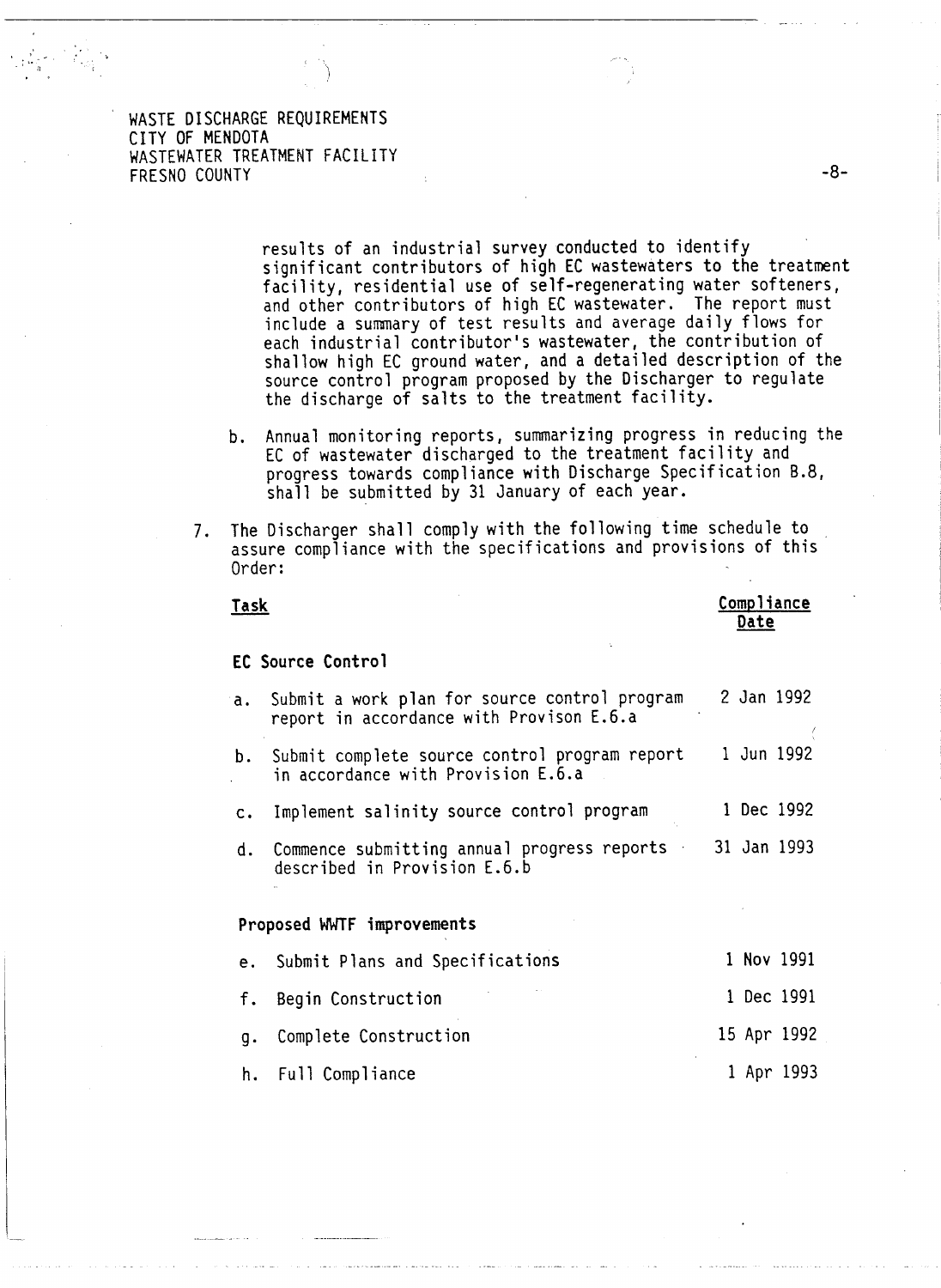results of an industrial survey conducted to identify significant contributors of high EC wastewaters to the treatment facility, residential use of self-regenerating water softeners, and other contributors of high EC wastewater. The report must include a summary of test results and average daily flows for each industrial contributor's wastewater, the contribution of shallow high EC ground water, and a detailed description of the source control program proposed by the Discharger to regulate the discharge of salts to the treatment facility.

b. Annual monitoring reports, summarizing progress in reducing the EC of wastewater discharged to the treatment facility and progress towards compliance with Discharge Specification B.8, shall be submitted by 31 January of each year.

7. The Discharger shall comply with the following time schedule to assure compliance with the specifications and provisions of this Order:

| Task | Compliance Date |
|---|---|
| **EC Source Control** | |
| a. Submit a work plan for source control program report in accordance with Provison E.6.a | 2 Jan 1992 |
| b. Submit complete source control program report in accordance with Provision E.6.a | 1 Jun 1992 |
| c. Implement salinity source control program | 1 Dec 1992 |
| d. Commence submitting annual progress reports described in Provision E.6.b | 31 Jan 1993 |
| **Proposed WWTF improvements** | |
| e. Submit Plans and Specifications | 1 Nov 1991 |
| f. Begin Construction | 1 Dec 1991 |
| g. Complete Construction | 15 Apr 1992 |
| h. Full Compliance | 1 Apr 1993 |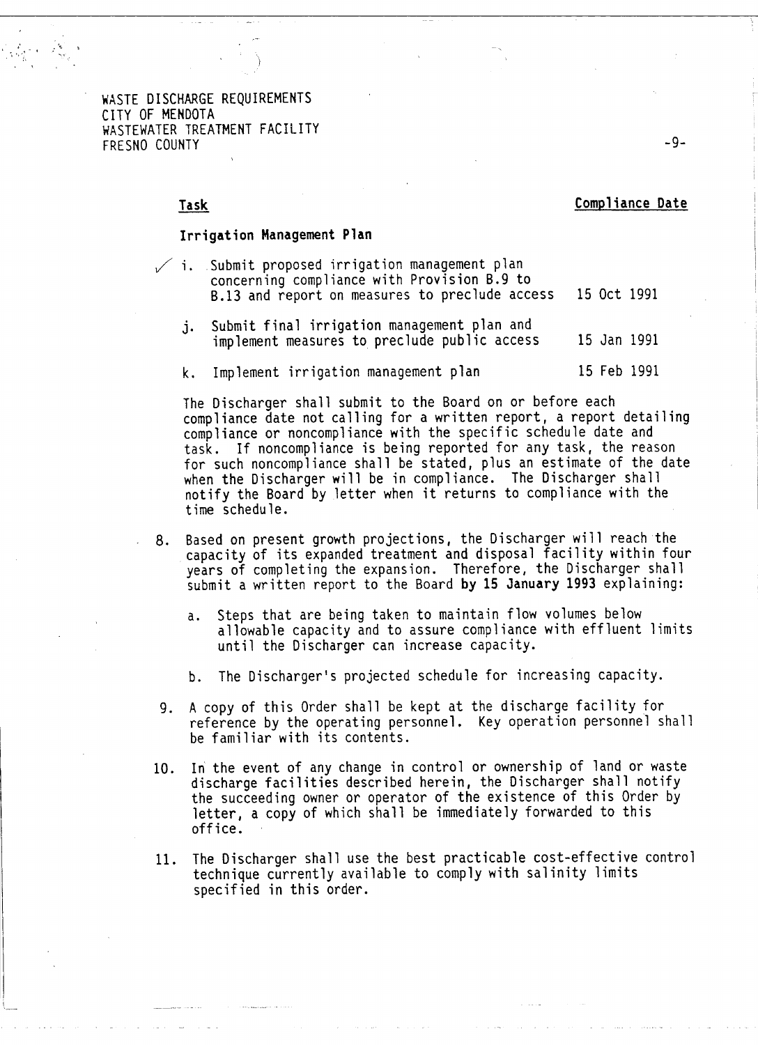| Task | Compliance Date |
| --- | --- |
| **Irrigation Management Plan** | |
| ✓ i. Submit proposed irrigation management plan concerning compliance with Provision B.9 to B.13 and report on measures to preclude access | 15 Oct 1991 |
| j. Submit final irrigation management plan and implement measures to preclude public access | 15 Jan 1991 |
| k. Implement irrigation management plan | 15 Feb 1991 |

The Discharger shall submit to the Board on or before each compliance date not calling for a written report, a report detailing compliance or noncompliance with the specific schedule date and task. If noncompliance is being reported for any task, the reason for such noncompliance shall be stated, plus an estimate of the date when the Discharger will be in compliance. The Discharger shall notify the Board by letter when it returns to compliance with the time schedule.

8. Based on present growth projections, the Discharger will reach the capacity of its expanded treatment and disposal facility within four years of completing the expansion. Therefore, the Discharger shall submit a written report to the Board **by 15 January 1993** explaining:

   a. Steps that are being taken to maintain flow volumes below allowable capacity and to assure compliance with effluent limits until the Discharger can increase capacity.

   b. The Discharger's projected schedule for increasing capacity.

9. A copy of this Order shall be kept at the discharge facility for reference by the operating personnel. Key operation personnel shall be familiar with its contents.

10. In the event of any change in control or ownership of land or waste discharge facilities described herein, the Discharger shall notify the succeeding owner or operator of the existence of this Order by letter, a copy of which shall be immediately forwarded to this office.

11. The Discharger shall use the best practicable cost-effective control technique currently available to comply with salinity limits specified in this order.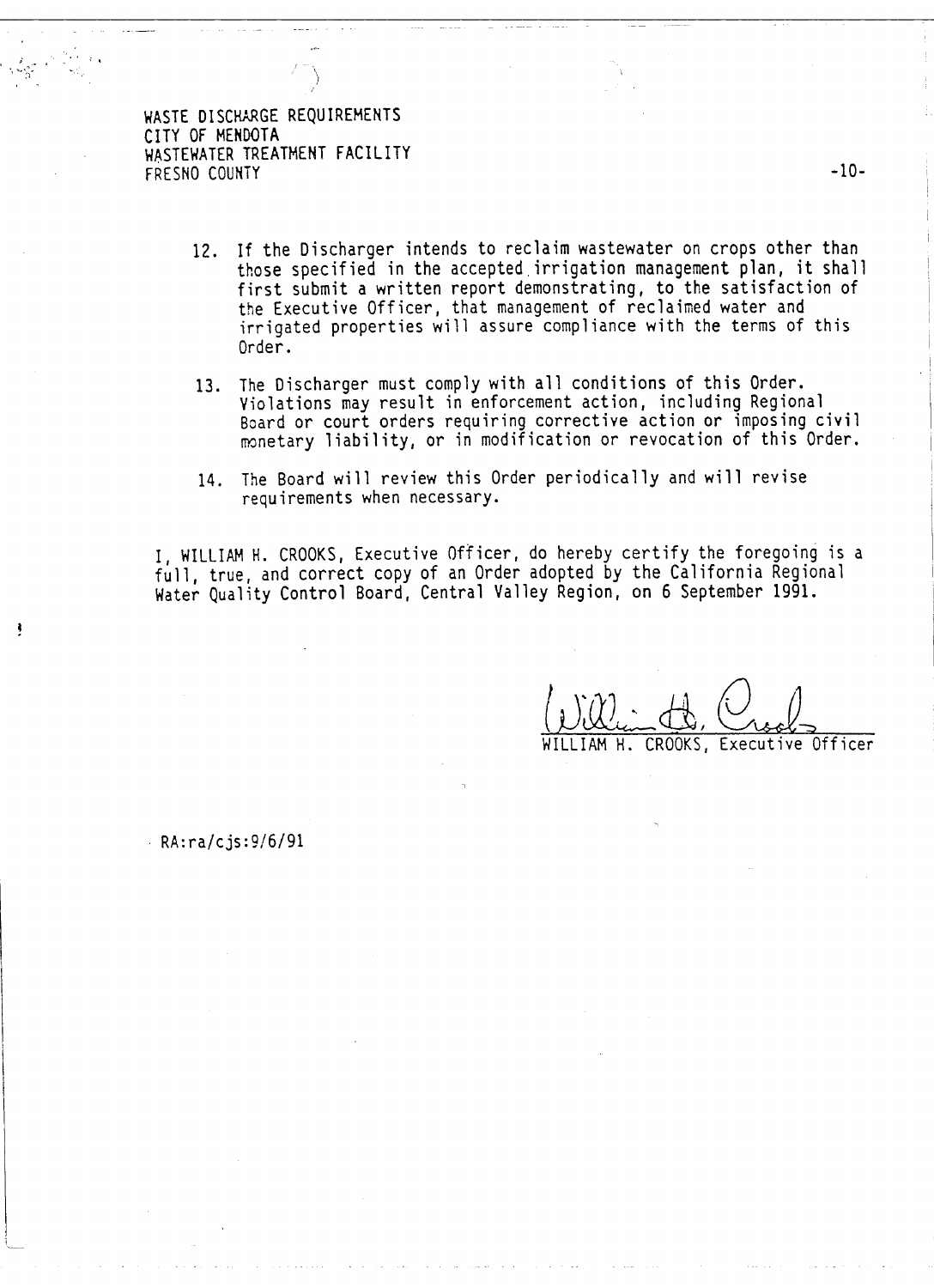12. If the Discharger intends to reclaim wastewater on crops other than those specified in the accepted irrigation management plan, it shall first submit a written report demonstrating, to the satisfaction of the Executive Officer, that management of reclaimed water and irrigated properties will assure compliance with the terms of this Order.

13. The Discharger must comply with all conditions of this Order. Violations may result in enforcement action, including Regional Board or court orders requiring corrective action or imposing civil monetary liability, or in modification or revocation of this Order.

14. The Board will review this Order periodically and will revise requirements when necessary.

I, WILLIAM H. CROOKS, Executive Officer, do hereby certify the foregoing is a full, true, and correct copy of an Order adopted by the California Regional Water Quality Control Board, Central Valley Region, on 6 September 1991.

WILLIAM H. CROOKS, Executive Officer

RA:ra/cjs:9/6/91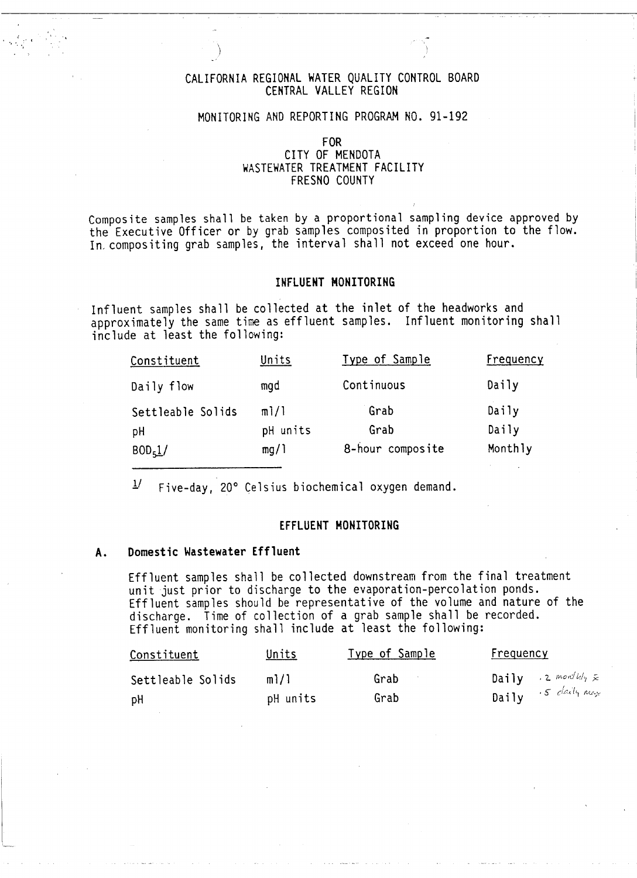CALIFORNIA REGIONAL WATER QUALITY CONTROL BOARD
CENTRAL VALLEY REGION

MONITORING AND REPORTING PROGRAM NO. 91-192

FOR
CITY OF MENDOTA
WASTEWATER TREATMENT FACILITY
FRESNO COUNTY

Composite samples shall be taken by a proportional sampling device approved by the Executive Officer or by grab samples composited in proportion to the flow. In compositing grab samples, the interval shall not exceed one hour.

## INFLUENT MONITORING

Influent samples shall be collected at the inlet of the headworks and approximately the same time as effluent samples. Influent monitoring shall include at least the following:

| Constituent | Units | Type of Sample | Frequency |
|---|---|---|---|
| Daily flow | mgd | Continuous | Daily |
| Settleable Solids | ml/l | Grab | Daily |
| pH | pH units | Grab | Daily |
| $BOD_5$[1] | mg/l | 8-hour composite | Monthly |

[1] Five-day, 20° Celsius biochemical oxygen demand.

## EFFLUENT MONITORING

### A. Domestic Wastewater Effluent

Effluent samples shall be collected downstream from the final treatment unit just prior to discharge to the evaporation-percolation ponds. Effluent samples should be representative of the volume and nature of the discharge. Time of collection of a grab sample shall be recorded. Effluent monitoring shall include at least the following:

| Constituent | Units | Type of Sample | Frequency |
|---|---|---|---|
| Settleable Solids | ml/l | Grab | Daily .2 monthly x̄ |
| pH | pH units | Grab | Daily .5 daily max |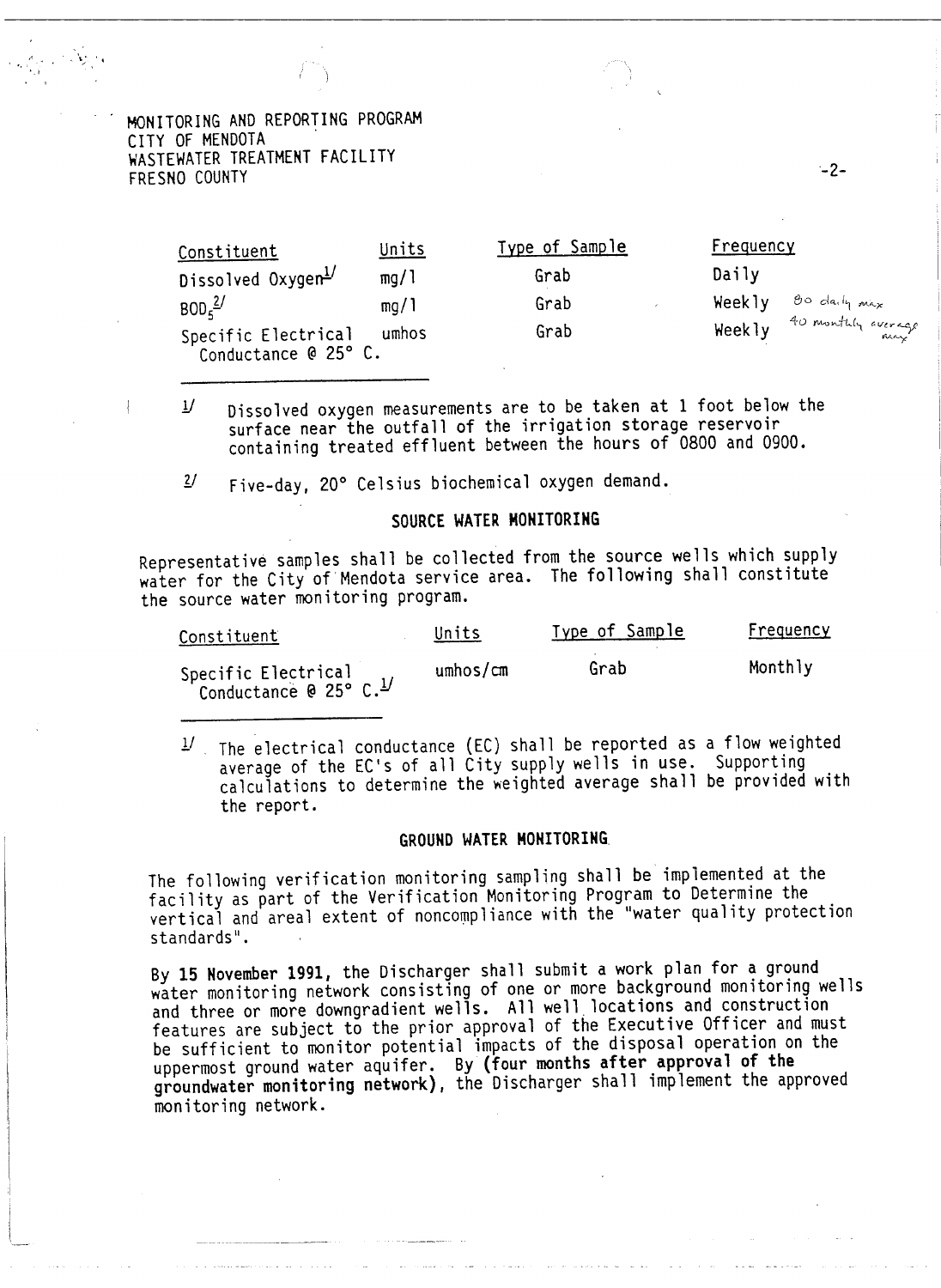MONITORING AND REPORTING PROGRAM
CITY OF MENDOTA
WASTEWATER TREATMENT FACILITY
FRESNO COUNTY

| Constituent | Units | Type of Sample | Frequency |
|---|---|---|---|
| Dissolved Oxygen[1/] | mg/l | Grab | Daily |
| $BOD_5$[2/] | mg/l | Grab | Weekly *80 daily max* |
| Specific Electrical Conductance @ 25° C. | umhos | Grab | Weekly *40 monthly average max* |

1/ Dissolved oxygen measurements are to be taken at 1 foot below the surface near the outfall of the irrigation storage reservoir containing treated effluent between the hours of 0800 and 0900.

2/ Five-day, 20° Celsius biochemical oxygen demand.

## SOURCE WATER MONITORING

Representative samples shall be collected from the source wells which supply water for the City of Mendota service area. The following shall constitute the source water monitoring program.

| Constituent | Units | Type of Sample | Frequency |
|---|---|---|---|
| Specific Electrical Conductance @ 25° C.[1/] | umhos/cm | Grab | Monthly |

1/ The electrical conductance (EC) shall be reported as a flow weighted average of the EC's of all City supply wells in use. Supporting calculations to determine the weighted average shall be provided with the report.

## GROUND WATER MONITORING

The following verification monitoring sampling shall be implemented at the facility as part of the Verification Monitoring Program to Determine the vertical and areal extent of noncompliance with the "water quality protection standards".

By **15 November 1991**, the Discharger shall submit a work plan for a ground water monitoring network consisting of one or more background monitoring wells and three or more downgradient wells. All well locations and construction features are subject to the prior approval of the Executive Officer and must be sufficient to monitor potential impacts of the disposal operation on the uppermost ground water aquifer. By **(four months after approval of the groundwater monitoring network)**, the Discharger shall implement the approved monitoring network.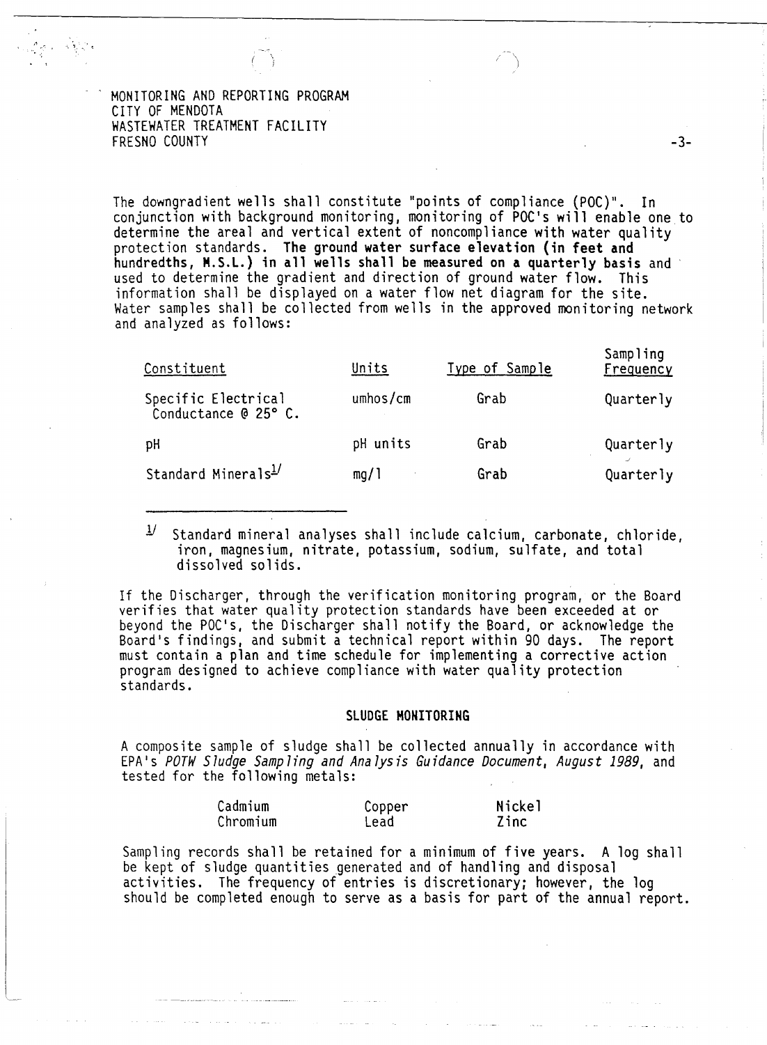The downgradient wells shall constitute "points of compliance (POC)". In conjunction with background monitoring, monitoring of POC's will enable one to determine the areal and vertical extent of noncompliance with water quality protection standards. **The ground water surface elevation (in feet and hundredths, M.S.L.) in all wells shall be measured on a quarterly basis** and used to determine the gradient and direction of ground water flow. This information shall be displayed on a water flow net diagram for the site. Water samples shall be collected from wells in the approved monitoring network and analyzed as follows:

| Constituent | Units | Type of Sample | Sampling Frequency |
|---|---|---|---|
| Specific Electrical Conductance @ 25° C. | umhos/cm | Grab | Quarterly |
| pH | pH units | Grab | Quarterly |
| Standard Minerals[1] | mg/l | Grab | Quarterly |

---

[1] Standard mineral analyses shall include calcium, carbonate, chloride, iron, magnesium, nitrate, potassium, sodium, sulfate, and total dissolved solids.

If the Discharger, through the verification monitoring program, or the Board verifies that water quality protection standards have been exceeded at or beyond the POC's, the Discharger shall notify the Board, or acknowledge the Board's findings, and submit a technical report within 90 days. The report must contain a plan and time schedule for implementing a corrective action program designed to achieve compliance with water quality protection standards.

## SLUDGE MONITORING

A composite sample of sludge shall be collected annually in accordance with EPA's *POTW Sludge Sampling and Analysis Guidance Document, August 1989*, and tested for the following metals:

| | | |
|---|---|---|
| Cadmium | Copper | Nickel |
| Chromium | Lead | Zinc |

Sampling records shall be retained for a minimum of five years. A log shall be kept of sludge quantities generated and of handling and disposal activities. The frequency of entries is discretionary; however, the log should be completed enough to serve as a basis for part of the annual report.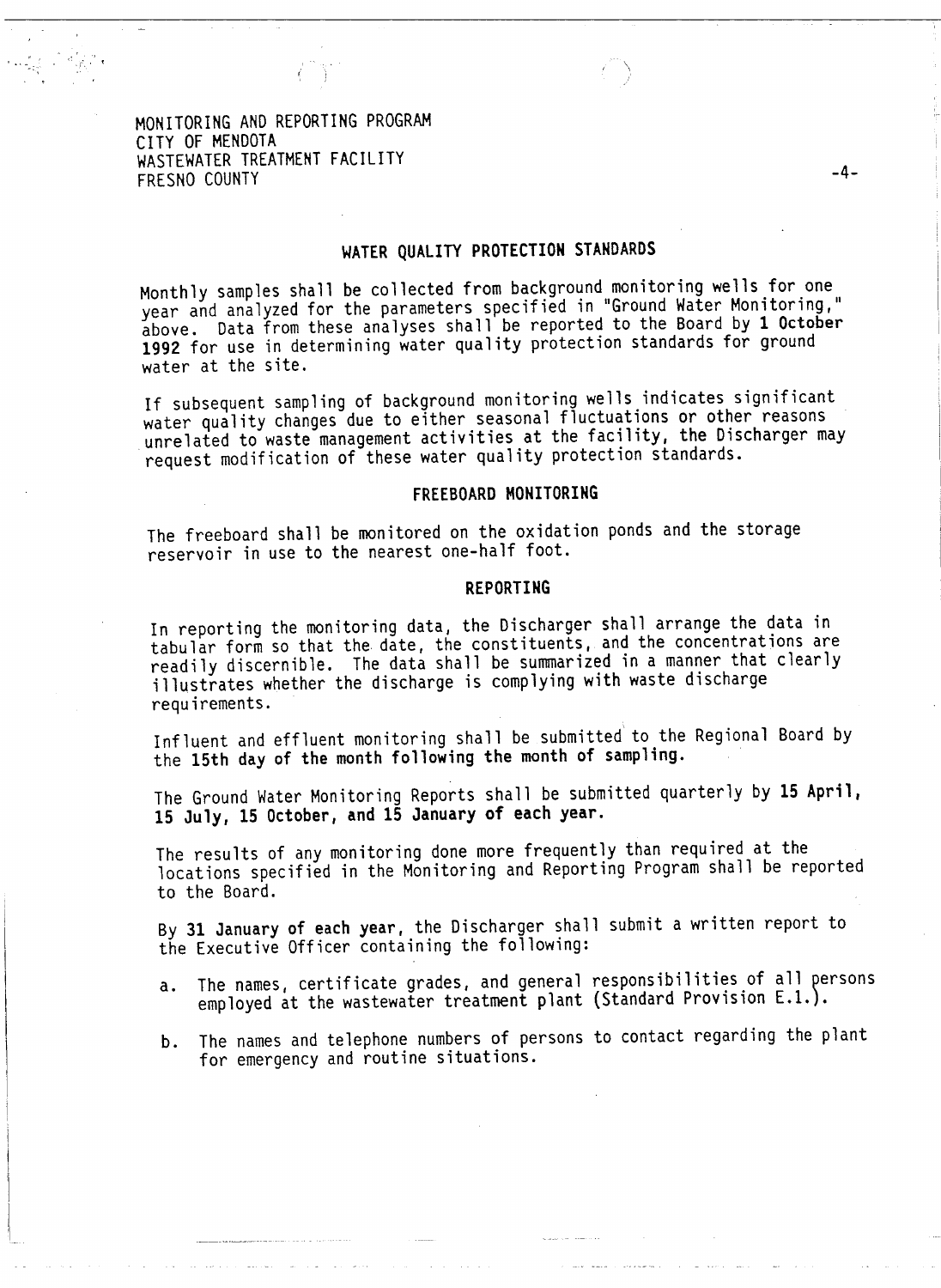MONITORING AND REPORTING PROGRAM
CITY OF MENDOTA
WASTEWATER TREATMENT FACILITY
FRESNO COUNTY

## WATER QUALITY PROTECTION STANDARDS

Monthly samples shall be collected from background monitoring wells for one year and analyzed for the parameters specified in "Ground Water Monitoring," above. Data from these analyses shall be reported to the Board by **1 October 1992** for use in determining water quality protection standards for ground water at the site.

If subsequent sampling of background monitoring wells indicates significant water quality changes due to either seasonal fluctuations or other reasons unrelated to waste management activities at the facility, the Discharger may request modification of these water quality protection standards.

## FREEBOARD MONITORING

The freeboard shall be monitored on the oxidation ponds and the storage reservoir in use to the nearest one-half foot.

## REPORTING

In reporting the monitoring data, the Discharger shall arrange the data in tabular form so that the date, the constituents, and the concentrations are readily discernible. The data shall be summarized in a manner that clearly illustrates whether the discharge is complying with waste discharge requirements.

Influent and effluent monitoring shall be submitted to the Regional Board by the **15th day of the month following the month of sampling.**

The Ground Water Monitoring Reports shall be submitted quarterly by **15 April, 15 July, 15 October, and 15 January of each year.**

The results of any monitoring done more frequently than required at the locations specified in the Monitoring and Reporting Program shall be reported to the Board.

By **31 January of each year**, the Discharger shall submit a written report to the Executive Officer containing the following:

a. The names, certificate grades, and general responsibilities of all persons employed at the wastewater treatment plant (Standard Provision E.1.).

b. The names and telephone numbers of persons to contact regarding the plant for emergency and routine situations.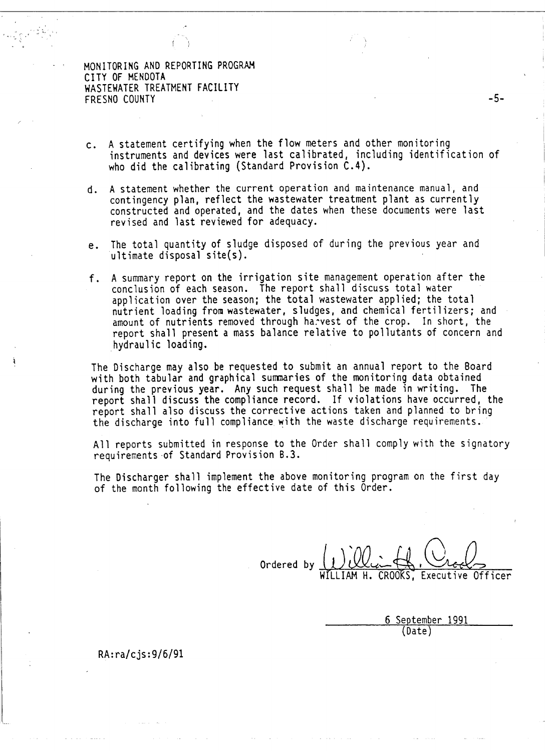c. A statement certifying when the flow meters and other monitoring instruments and devices were last calibrated, including identification of who did the calibrating (Standard Provision C.4).

d. A statement whether the current operation and maintenance manual, and contingency plan, reflect the wastewater treatment plant as currently constructed and operated, and the dates when these documents were last revised and last reviewed for adequacy.

e. The total quantity of sludge disposed of during the previous year and ultimate disposal site(s).

f. A summary report on the irrigation site management operation after the conclusion of each season. The report shall discuss total water application over the season; the total wastewater applied; the total nutrient loading from wastewater, sludges, and chemical fertilizers; and amount of nutrients removed through harvest of the crop. In short, the report shall present a mass balance relative to pollutants of concern and hydraulic loading.

The Discharge may also be requested to submit an annual report to the Board with both tabular and graphical summaries of the monitoring data obtained during the previous year. Any such request shall be made in writing. The report shall discuss the compliance record. If violations have occurred, the report shall also discuss the corrective actions taken and planned to bring the discharge into full compliance with the waste discharge requirements.

All reports submitted in response to the Order shall comply with the signatory requirements of Standard Provision B.3.

The Discharger shall implement the above monitoring program on the first day of the month following the effective date of this Order.

Ordered by William H. Crooks
WILLIAM H. CROOKS, Executive Officer

6 September 1991
(Date)

RA:ra/cjs:9/6/91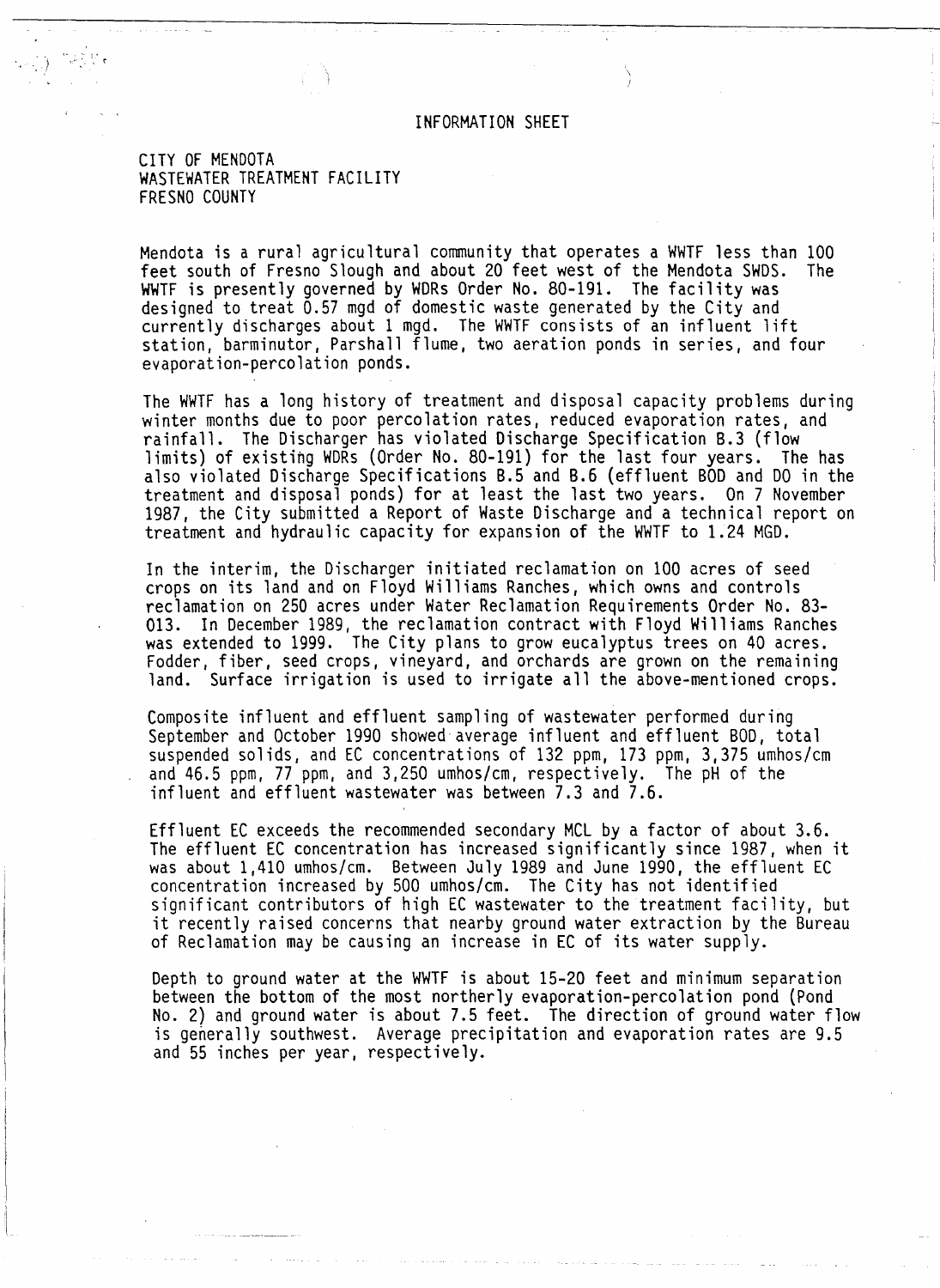# INFORMATION SHEET

CITY OF MENDOTA
WASTEWATER TREATMENT FACILITY
FRESNO COUNTY

Mendota is a rural agricultural community that operates a WWTF less than 100 feet south of Fresno Slough and about 20 feet west of the Mendota SWDS. The WWTF is presently governed by WDRs Order No. 80-191. The facility was designed to treat 0.57 mgd of domestic waste generated by the City and currently discharges about 1 mgd. The WWTF consists of an influent lift station, barminutor, Parshall flume, two aeration ponds in series, and four evaporation-percolation ponds.

The WWTF has a long history of treatment and disposal capacity problems during winter months due to poor percolation rates, reduced evaporation rates, and rainfall. The Discharger has violated Discharge Specification B.3 (flow limits) of existing WDRs (Order No. 80-191) for the last four years. The has also violated Discharge Specifications B.5 and B.6 (effluent BOD and DO in the treatment and disposal ponds) for at least the last two years. On 7 November 1987, the City submitted a Report of Waste Discharge and a technical report on treatment and hydraulic capacity for expansion of the WWTF to 1.24 MGD.

In the interim, the Discharger initiated reclamation on 100 acres of seed crops on its land and on Floyd Williams Ranches, which owns and controls reclamation on 250 acres under Water Reclamation Requirements Order No. 83-013. In December 1989, the reclamation contract with Floyd Williams Ranches was extended to 1999. The City plans to grow eucalyptus trees on 40 acres. Fodder, fiber, seed crops, vineyard, and orchards are grown on the remaining land. Surface irrigation is used to irrigate all the above-mentioned crops.

Composite influent and effluent sampling of wastewater performed during September and October 1990 showed average influent and effluent BOD, total suspended solids, and EC concentrations of 132 ppm, 173 ppm, 3,375 umhos/cm and 46.5 ppm, 77 ppm, and 3,250 umhos/cm, respectively. The pH of the influent and effluent wastewater was between 7.3 and 7.6.

Effluent EC exceeds the recommended secondary MCL by a factor of about 3.6. The effluent EC concentration has increased significantly since 1987, when it was about 1,410 umhos/cm. Between July 1989 and June 1990, the effluent EC concentration increased by 500 umhos/cm. The City has not identified significant contributors of high EC wastewater to the treatment facility, but it recently raised concerns that nearby ground water extraction by the Bureau of Reclamation may be causing an increase in EC of its water supply.

Depth to ground water at the WWTF is about 15-20 feet and minimum separation between the bottom of the most northerly evaporation-percolation pond (Pond No. 2) and ground water is about 7.5 feet. The direction of ground water flow is generally southwest. Average precipitation and evaporation rates are 9.5 and 55 inches per year, respectively.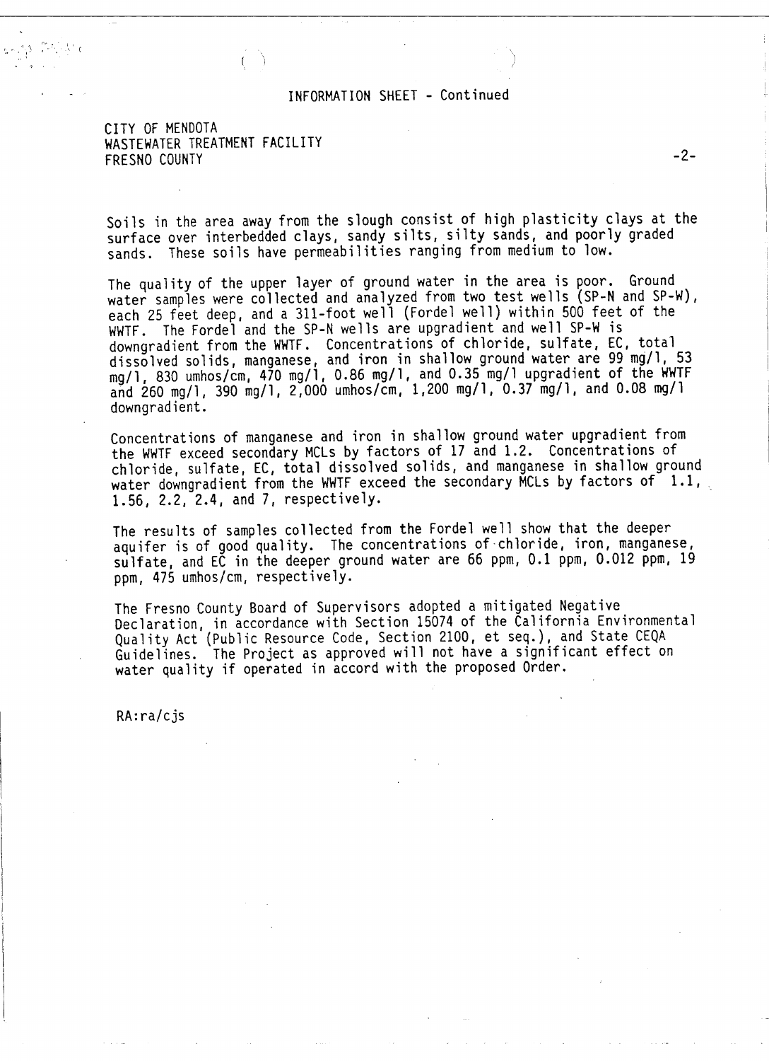INFORMATION SHEET - Continued

CITY OF MENDOTA
WASTEWATER TREATMENT FACILITY
FRESNO COUNTY

Soils in the area away from the slough consist of high plasticity clays at the surface over interbedded clays, sandy silts, silty sands, and poorly graded sands. These soils have permeabilities ranging from medium to low.

The quality of the upper layer of ground water in the area is poor. Ground water samples were collected and analyzed from two test wells (SP-N and SP-W), each 25 feet deep, and a 311-foot well (Fordel well) within 500 feet of the WWTF. The Fordel and the SP-N wells are upgradient and well SP-W is downgradient from the WWTF. Concentrations of chloride, sulfate, EC, total dissolved solids, manganese, and iron in shallow ground water are 99 mg/l, 53 mg/l, 830 umhos/cm, 470 mg/l, 0.86 mg/l, and 0.35 mg/l upgradient of the WWTF and 260 mg/l, 390 mg/l, 2,000 umhos/cm, 1,200 mg/l, 0.37 mg/l, and 0.08 mg/l downgradient.

Concentrations of manganese and iron in shallow ground water upgradient from the WWTF exceed secondary MCLs by factors of 17 and 1.2. Concentrations of chloride, sulfate, EC, total dissolved solids, and manganese in shallow ground water downgradient from the WWTF exceed the secondary MCLs by factors of 1.1, 1.56, 2.2, 2.4, and 7, respectively.

The results of samples collected from the Fordel well show that the deeper aquifer is of good quality. The concentrations of chloride, iron, manganese, sulfate, and EC in the deeper ground water are 66 ppm, 0.1 ppm, 0.012 ppm, 19 ppm, 475 umhos/cm, respectively.

The Fresno County Board of Supervisors adopted a mitigated Negative Declaration, in accordance with Section 15074 of the California Environmental Quality Act (Public Resource Code, Section 2100, et seq.), and State CEQA Guidelines. The Project as approved will not have a significant effect on water quality if operated in accord with the proposed Order.

RA:ra/cjs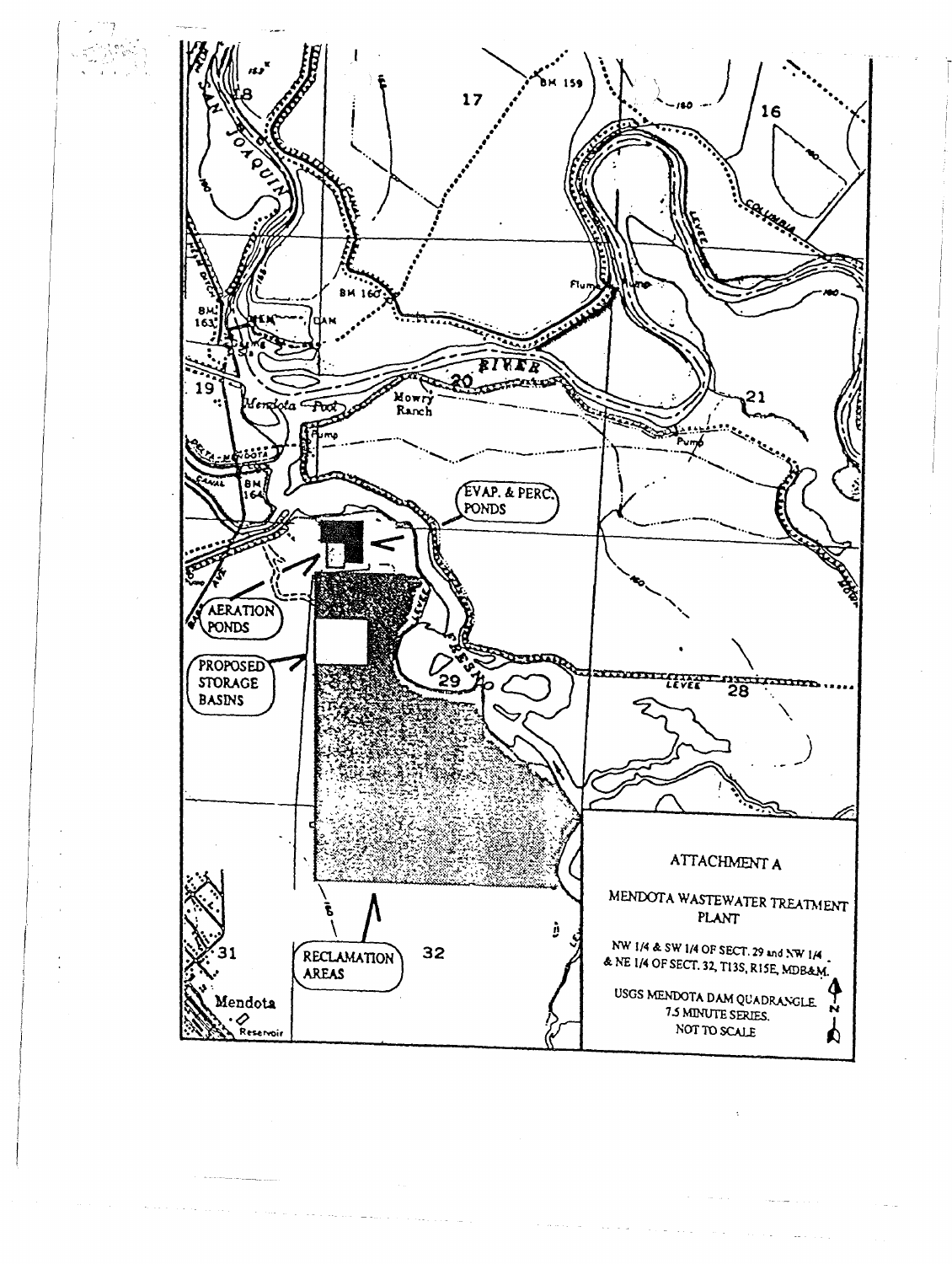ATTACHMENT A

MENDOTA WASTEWATER TREATMENT PLANT

NW 1/4 & SW 1/4 OF SECT. 29 and NW 1/4 & NE 1/4 OF SECT. 32, T13S, R15E, MDB&M.

USGS MENDOTA DAM QUADRANGLE.
7.5 MINUTE SERIES.
NOT TO SCALE

EVAP. & PERC. PONDS

AERATION PONDS

PROPOSED STORAGE BASINS

RECLAMATION AREAS

SAN JOAQUIN

RIVER

FRESNO

COLUMBIA

Mendota Pool

Mowry Ranch

Mendota

Reservoir

17

16

19

20

21

28

29

31

32

BM 159

BM 160

BM 163

BM 164

Pump

Flume

LEVEE